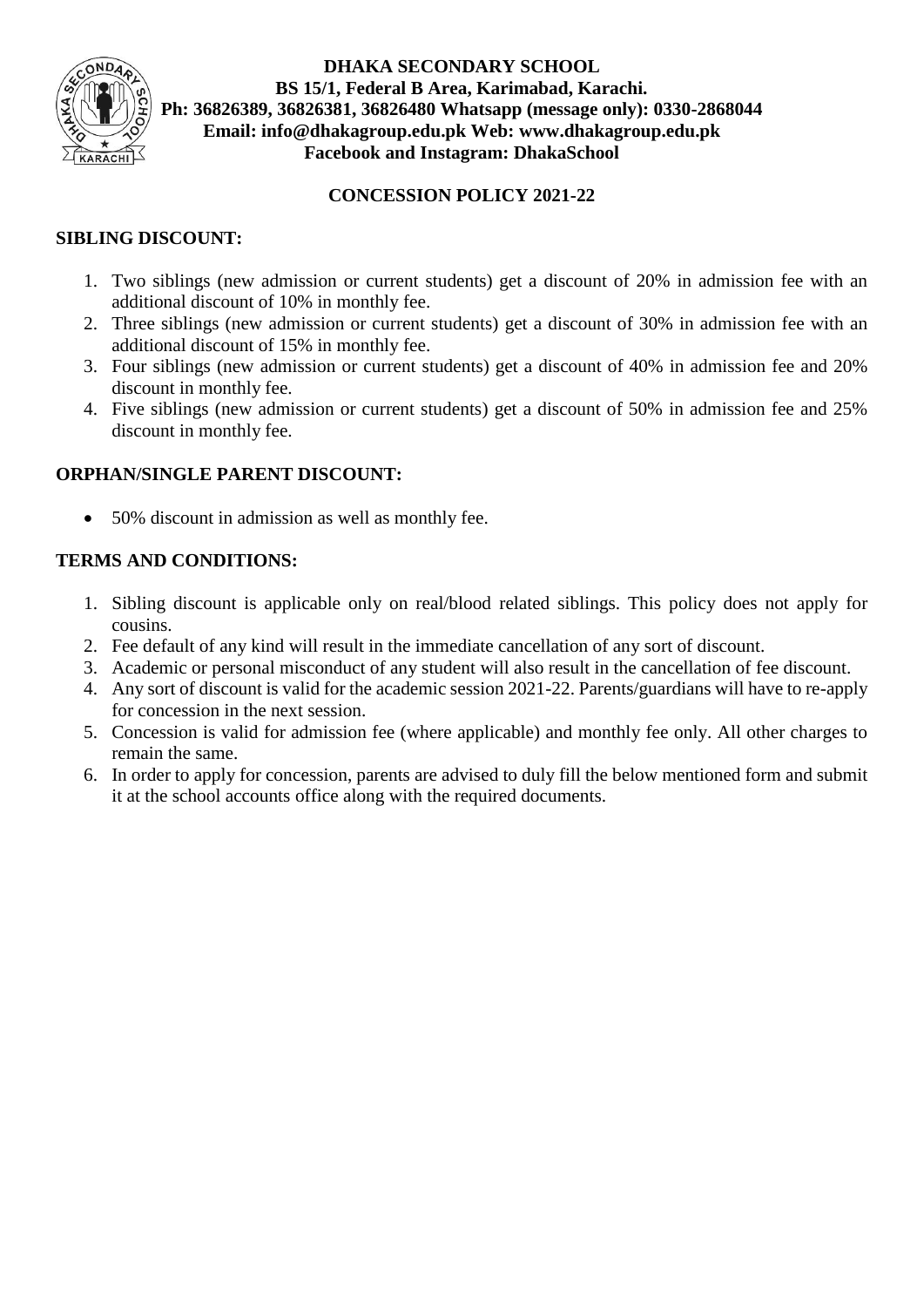# DHAKA SECONDARY SCHOOL

**BS 15/1, Federal B Area, Karimabad, Karachi.**
**Ph: 36826389, 36826381, 36826480 Whatsapp (message only): 0330-2868044**
**Email: info@dhakagroup.edu.pk Web: www.dhakagroup.edu.pk**
**Facebook and Instagram: DhakaSchool**

## CONCESSION POLICY 2021-22

### SIBLING DISCOUNT:

1. Two siblings (new admission or current students) get a discount of 20% in admission fee with an additional discount of 10% in monthly fee.
2. Three siblings (new admission or current students) get a discount of 30% in admission fee with an additional discount of 15% in monthly fee.
3. Four siblings (new admission or current students) get a discount of 40% in admission fee and 20% discount in monthly fee.
4. Five siblings (new admission or current students) get a discount of 50% in admission fee and 25% discount in monthly fee.

### ORPHAN/SINGLE PARENT DISCOUNT:

- 50% discount in admission as well as monthly fee.

### TERMS AND CONDITIONS:

1. Sibling discount is applicable only on real/blood related siblings. This policy does not apply for cousins.
2. Fee default of any kind will result in the immediate cancellation of any sort of discount.
3. Academic or personal misconduct of any student will also result in the cancellation of fee discount.
4. Any sort of discount is valid for the academic session 2021-22. Parents/guardians will have to re-apply for concession in the next session.
5. Concession is valid for admission fee (where applicable) and monthly fee only. All other charges to remain the same.
6. In order to apply for concession, parents are advised to duly fill the below mentioned form and submit it at the school accounts office along with the required documents.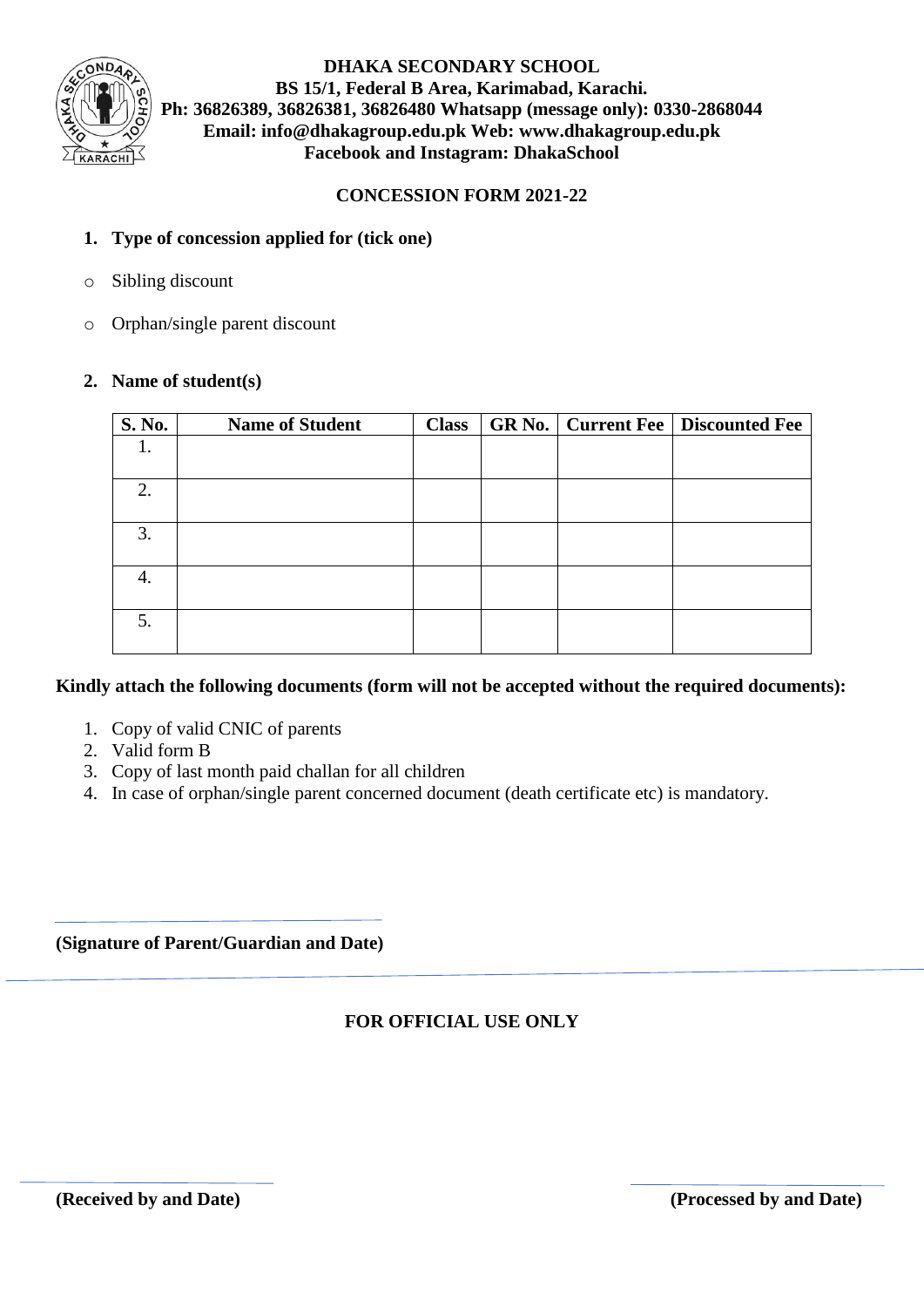**DHAKA SECONDARY SCHOOL**
**BS 15/1, Federal B Area, Karimabad, Karachi.**
**Ph: 36826389, 36826381, 36826480 Whatsapp (message only): 0330-2868044**
**Email: info@dhakagroup.edu.pk Web: www.dhakagroup.edu.pk**
**Facebook and Instagram: DhakaSchool**

## CONCESSION FORM 2021-22

1. **Type of concession applied for (tick one)**

- ○ Sibling discount
- ○ Orphan/single parent discount

2. **Name of student(s)**

| S. No. | Name of Student | Class | GR No. | Current Fee | Discounted Fee |
|---|---|---|---|---|---|
| 1. | | | | | |
| 2. | | | | | |
| 3. | | | | | |
| 4. | | | | | |
| 5. | | | | | |

**Kindly attach the following documents (form will not be accepted without the required documents):**

1. Copy of valid CNIC of parents
2. Valid form B
3. Copy of last month paid challan for all children
4. In case of orphan/single parent concerned document (death certificate etc) is mandatory.

**(Signature of Parent/Guardian and Date)**

---

**FOR OFFICIAL USE ONLY**

**(Received by and Date)**

**(Processed by and Date)**